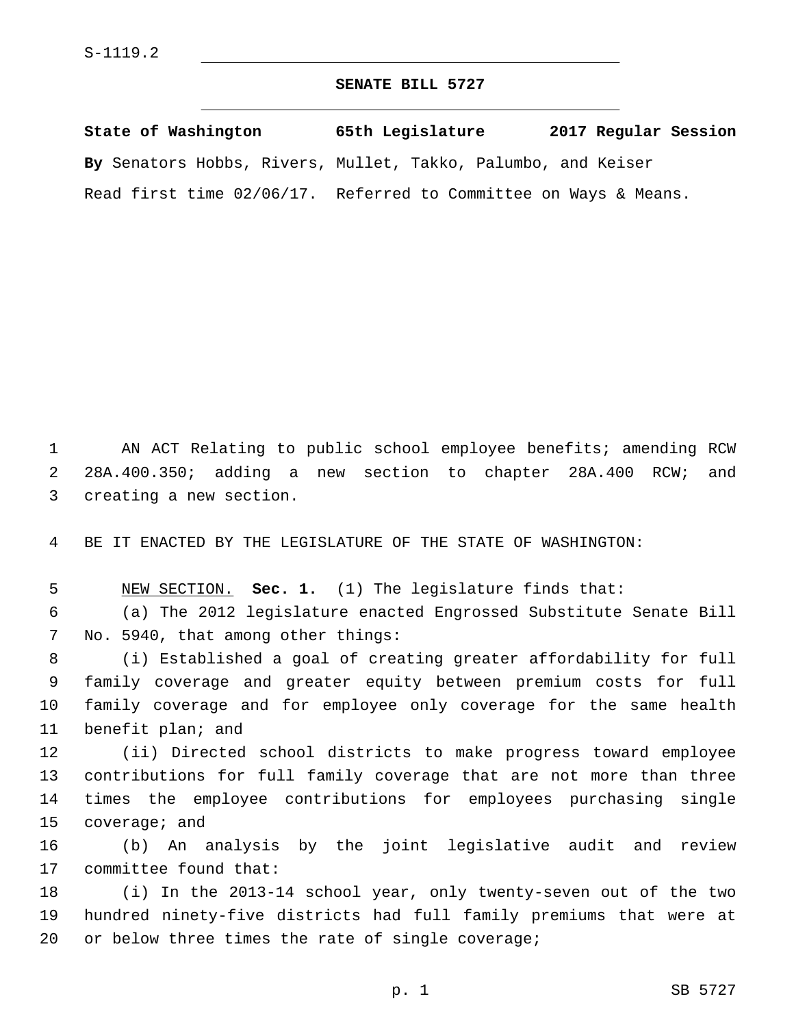S-1119.2

# SENATE BILL 5727

**State of Washington 65th Legislature 2017 Regular Session**

**By** Senators Hobbs, Rivers, Mullet, Takko, Palumbo, and Keiser

Read first time 02/06/17. Referred to Committee on Ways & Means.

AN ACT Relating to public school employee benefits; amending RCW 28A.400.350; adding a new section to chapter 28A.400 RCW; and creating a new section.

BE IT ENACTED BY THE LEGISLATURE OF THE STATE OF WASHINGTON:

NEW SECTION. **Sec. 1.** (1) The legislature finds that:

(a) The 2012 legislature enacted Engrossed Substitute Senate Bill No. 5940, that among other things:

(i) Established a goal of creating greater affordability for full family coverage and greater equity between premium costs for full family coverage and for employee only coverage for the same health benefit plan; and

(ii) Directed school districts to make progress toward employee contributions for full family coverage that are not more than three times the employee contributions for employees purchasing single coverage; and

(b) An analysis by the joint legislative audit and review committee found that:

(i) In the 2013-14 school year, only twenty-seven out of the two hundred ninety-five districts had full family premiums that were at or below three times the rate of single coverage;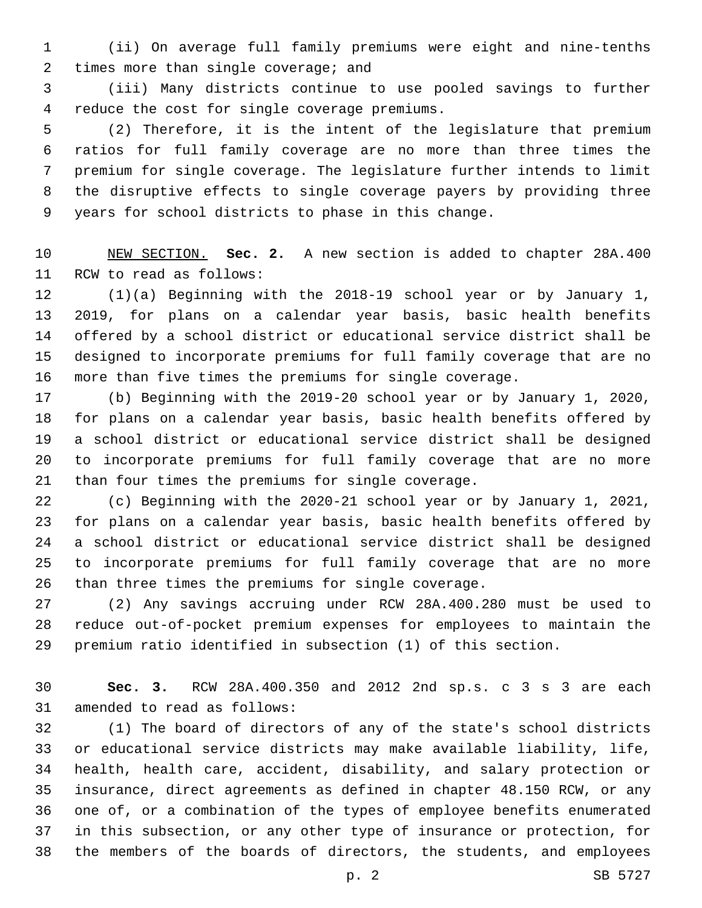(ii) On average full family premiums were eight and nine-tenths times more than single coverage; and

(iii) Many districts continue to use pooled savings to further reduce the cost for single coverage premiums.

(2) Therefore, it is the intent of the legislature that premium ratios for full family coverage are no more than three times the premium for single coverage. The legislature further intends to limit the disruptive effects to single coverage payers by providing three years for school districts to phase in this change.

NEW SECTION. **Sec. 2.** A new section is added to chapter 28A.400 RCW to read as follows:

(1)(a) Beginning with the 2018-19 school year or by January 1, 2019, for plans on a calendar year basis, basic health benefits offered by a school district or educational service district shall be designed to incorporate premiums for full family coverage that are no more than five times the premiums for single coverage.

(b) Beginning with the 2019-20 school year or by January 1, 2020, for plans on a calendar year basis, basic health benefits offered by a school district or educational service district shall be designed to incorporate premiums for full family coverage that are no more than four times the premiums for single coverage.

(c) Beginning with the 2020-21 school year or by January 1, 2021, for plans on a calendar year basis, basic health benefits offered by a school district or educational service district shall be designed to incorporate premiums for full family coverage that are no more than three times the premiums for single coverage.

(2) Any savings accruing under RCW 28A.400.280 must be used to reduce out-of-pocket premium expenses for employees to maintain the premium ratio identified in subsection (1) of this section.

**Sec. 3.** RCW 28A.400.350 and 2012 2nd sp.s. c 3 s 3 are each amended to read as follows:

(1) The board of directors of any of the state's school districts or educational service districts may make available liability, life, health, health care, accident, disability, and salary protection or insurance, direct agreements as defined in chapter 48.150 RCW, or any one of, or a combination of the types of employee benefits enumerated in this subsection, or any other type of insurance or protection, for the members of the boards of directors, the students, and employees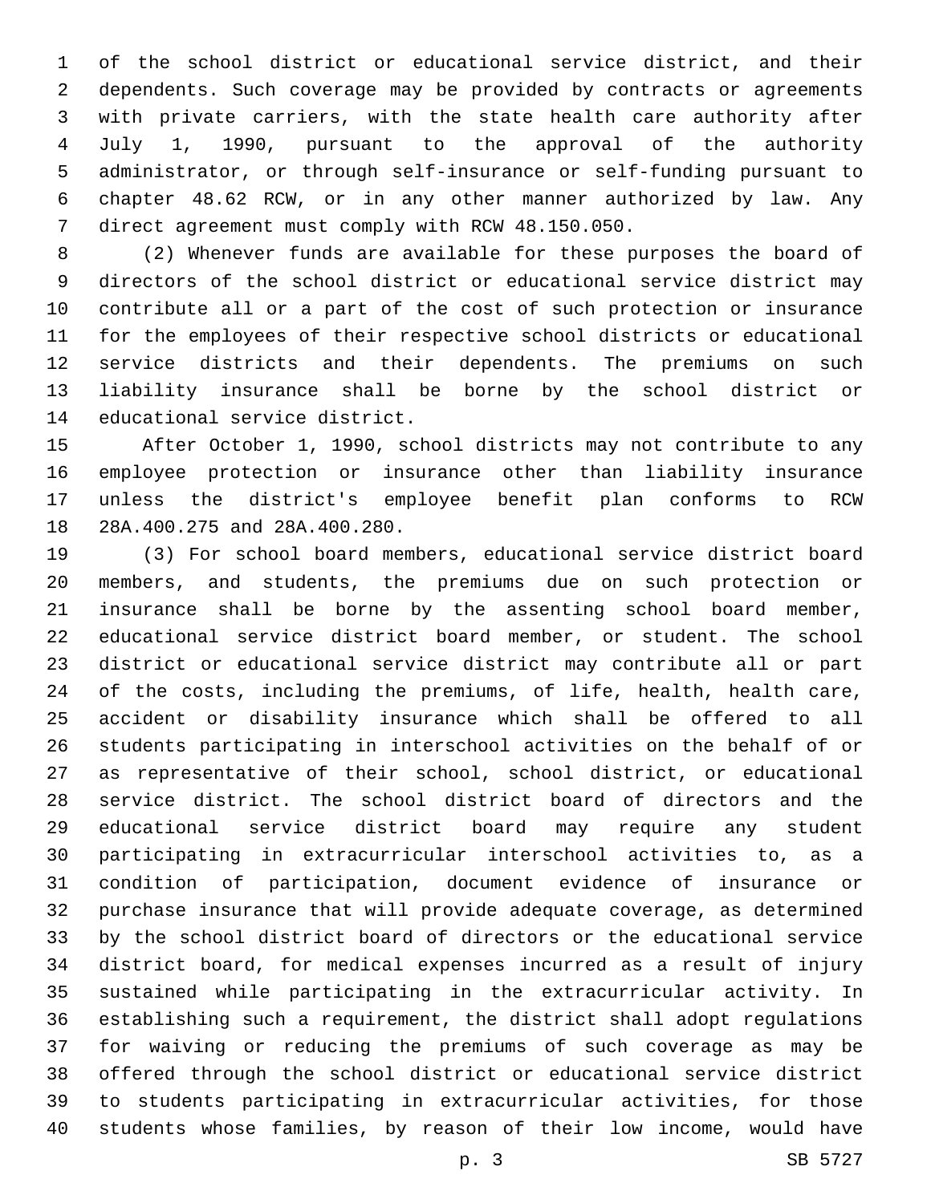of the school district or educational service district, and their dependents. Such coverage may be provided by contracts or agreements with private carriers, with the state health care authority after July 1, 1990, pursuant to the approval of the authority administrator, or through self-insurance or self-funding pursuant to chapter 48.62 RCW, or in any other manner authorized by law. Any direct agreement must comply with RCW 48.150.050.

(2) Whenever funds are available for these purposes the board of directors of the school district or educational service district may contribute all or a part of the cost of such protection or insurance for the employees of their respective school districts or educational service districts and their dependents. The premiums on such liability insurance shall be borne by the school district or educational service district.

After October 1, 1990, school districts may not contribute to any employee protection or insurance other than liability insurance unless the district's employee benefit plan conforms to RCW 28A.400.275 and 28A.400.280.

(3) For school board members, educational service district board members, and students, the premiums due on such protection or insurance shall be borne by the assenting school board member, educational service district board member, or student. The school district or educational service district may contribute all or part of the costs, including the premiums, of life, health, health care, accident or disability insurance which shall be offered to all students participating in interschool activities on the behalf of or as representative of their school, school district, or educational service district. The school district board of directors and the educational service district board may require any student participating in extracurricular interschool activities to, as a condition of participation, document evidence of insurance or purchase insurance that will provide adequate coverage, as determined by the school district board of directors or the educational service district board, for medical expenses incurred as a result of injury sustained while participating in the extracurricular activity. In establishing such a requirement, the district shall adopt regulations for waiving or reducing the premiums of such coverage as may be offered through the school district or educational service district to students participating in extracurricular activities, for those students whose families, by reason of their low income, would have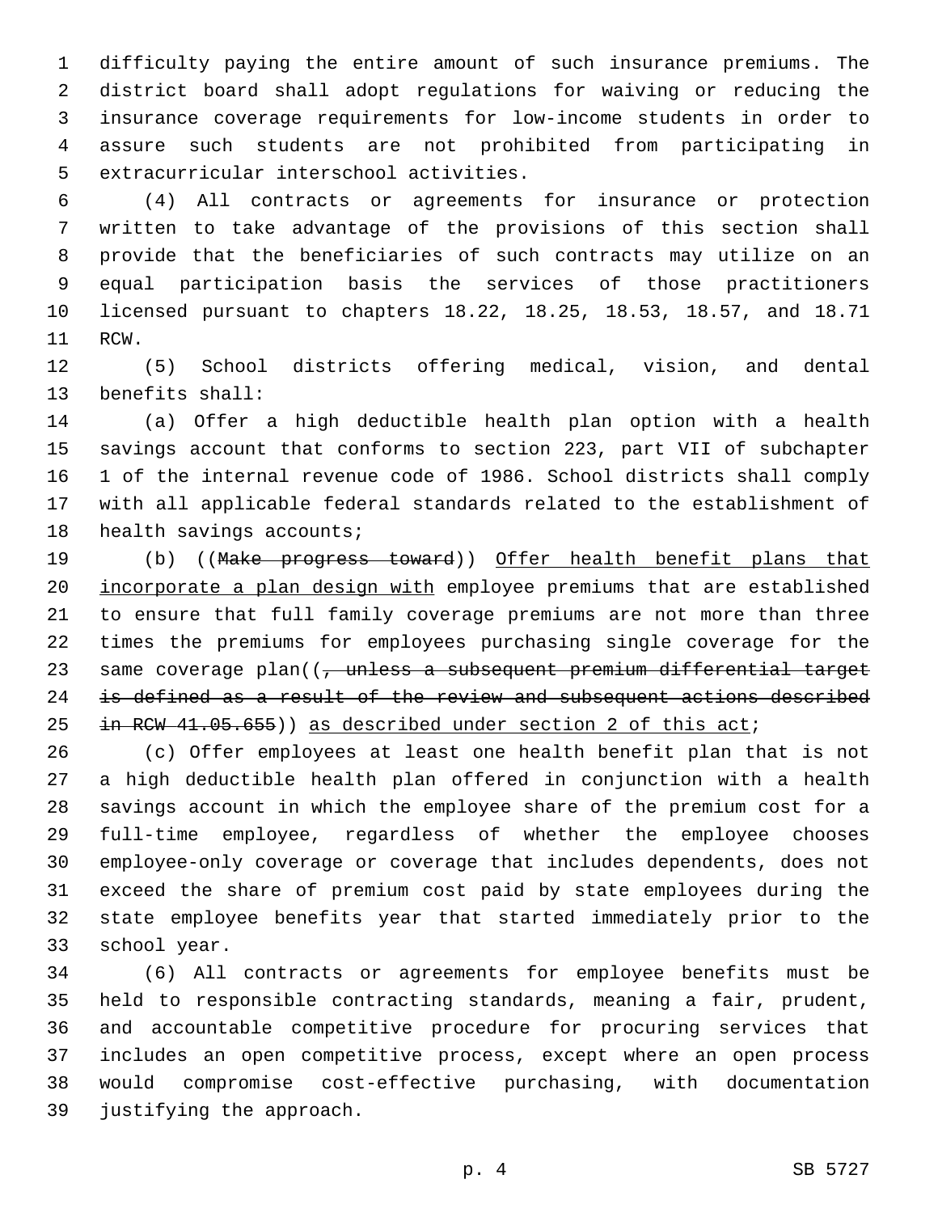difficulty paying the entire amount of such insurance premiums. The district board shall adopt regulations for waiving or reducing the insurance coverage requirements for low-income students in order to assure such students are not prohibited from participating in extracurricular interschool activities.

(4) All contracts or agreements for insurance or protection written to take advantage of the provisions of this section shall provide that the beneficiaries of such contracts may utilize on an equal participation basis the services of those practitioners licensed pursuant to chapters 18.22, 18.25, 18.53, 18.57, and 18.71 RCW.

(5) School districts offering medical, vision, and dental benefits shall:

(a) Offer a high deductible health plan option with a health savings account that conforms to section 223, part VII of subchapter 1 of the internal revenue code of 1986. School districts shall comply with all applicable federal standards related to the establishment of health savings accounts;

(b) ((~~Make progress toward~~)) <u>Offer health benefit plans that incorporate a plan design with</u> employee premiums that are established to ensure that full family coverage premiums are not more than three times the premiums for employees purchasing single coverage for the same coverage plan((~~, unless a subsequent premium differential target is defined as a result of the review and subsequent actions described in RCW 41.05.655~~)) <u>as described under section 2 of this act</u>;

(c) Offer employees at least one health benefit plan that is not a high deductible health plan offered in conjunction with a health savings account in which the employee share of the premium cost for a full-time employee, regardless of whether the employee chooses employee-only coverage or coverage that includes dependents, does not exceed the share of premium cost paid by state employees during the state employee benefits year that started immediately prior to the school year.

(6) All contracts or agreements for employee benefits must be held to responsible contracting standards, meaning a fair, prudent, and accountable competitive procedure for procuring services that includes an open competitive process, except where an open process would compromise cost-effective purchasing, with documentation justifying the approach.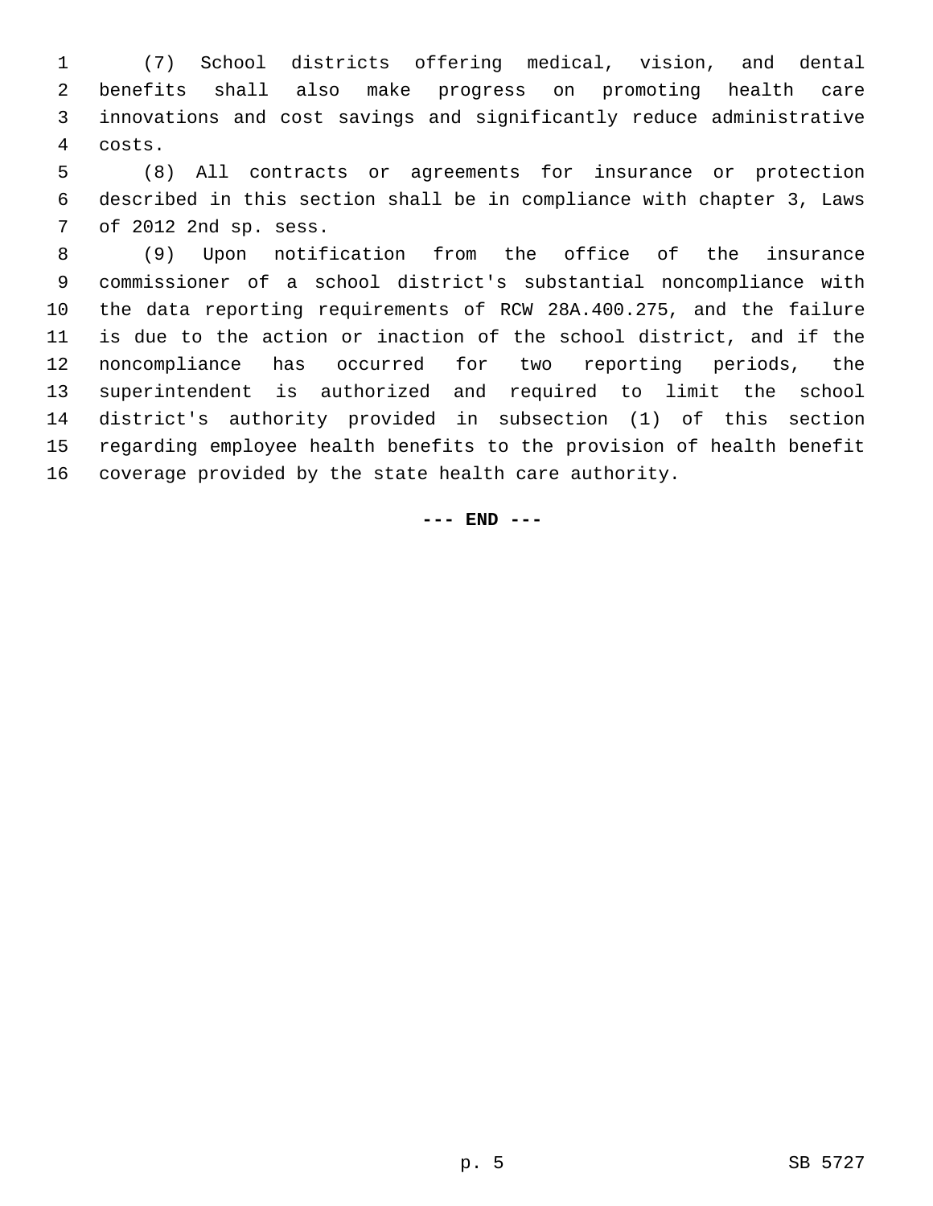(7) School districts offering medical, vision, and dental benefits shall also make progress on promoting health care innovations and cost savings and significantly reduce administrative costs.

(8) All contracts or agreements for insurance or protection described in this section shall be in compliance with chapter 3, Laws of 2012 2nd sp. sess.

(9) Upon notification from the office of the insurance commissioner of a school district's substantial noncompliance with the data reporting requirements of RCW 28A.400.275, and the failure is due to the action or inaction of the school district, and if the noncompliance has occurred for two reporting periods, the superintendent is authorized and required to limit the school district's authority provided in subsection (1) of this section regarding employee health benefits to the provision of health benefit coverage provided by the state health care authority.

**--- END ---**